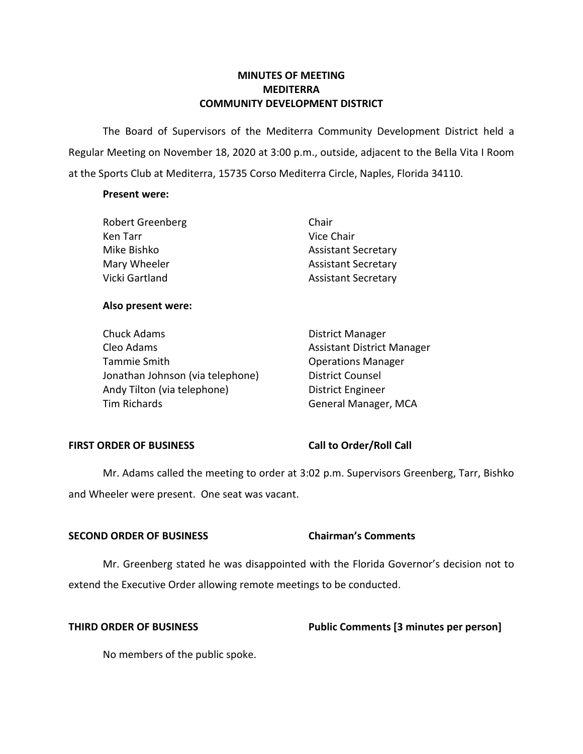# MINUTES OF MEETING
# MEDITERRA
# COMMUNITY DEVELOPMENT DISTRICT

The Board of Supervisors of the Mediterra Community Development District held a Regular Meeting on November 18, 2020 at 3:00 p.m., outside, adjacent to the Bella Vita I Room at the Sports Club at Mediterra, 15735 Corso Mediterra Circle, Naples, Florida 34110.

**Present were:**

| | |
|---|---|
| Robert Greenberg | Chair |
| Ken Tarr | Vice Chair |
| Mike Bishko | Assistant Secretary |
| Mary Wheeler | Assistant Secretary |
| Vicki Gartland | Assistant Secretary |

**Also present were:**

| | |
|---|---|
| Chuck Adams | District Manager |
| Cleo Adams | Assistant District Manager |
| Tammie Smith | Operations Manager |
| Jonathan Johnson (via telephone) | District Counsel |
| Andy Tilton (via telephone) | District Engineer |
| Tim Richards | General Manager, MCA |

**FIRST ORDER OF BUSINESS** **Call to Order/Roll Call**

Mr. Adams called the meeting to order at 3:02 p.m. Supervisors Greenberg, Tarr, Bishko and Wheeler were present. One seat was vacant.

**SECOND ORDER OF BUSINESS** **Chairman's Comments**

Mr. Greenberg stated he was disappointed with the Florida Governor's decision not to extend the Executive Order allowing remote meetings to be conducted.

**THIRD ORDER OF BUSINESS** **Public Comments [3 minutes per person]**

No members of the public spoke.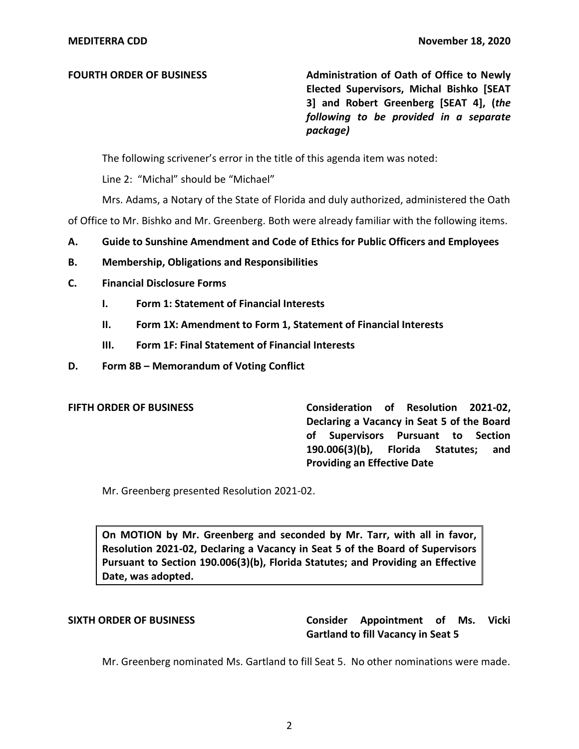**FOURTH ORDER OF BUSINESS** **Administration of Oath of Office to Newly Elected Supervisors, Michal Bishko [SEAT 3] and Robert Greenberg [SEAT 4], (*the following to be provided in a separate package)***

The following scrivener's error in the title of this agenda item was noted:

Line 2: "Michal" should be "Michael"

Mrs. Adams, a Notary of the State of Florida and duly authorized, administered the Oath of Office to Mr. Bishko and Mr. Greenberg. Both were already familiar with the following items.

**A. Guide to Sunshine Amendment and Code of Ethics for Public Officers and Employees**

**B. Membership, Obligations and Responsibilities**

**C. Financial Disclosure Forms**

- **I. Form 1: Statement of Financial Interests**
- **II. Form 1X: Amendment to Form 1, Statement of Financial Interests**
- **III. Form 1F: Final Statement of Financial Interests**

**D. Form 8B – Memorandum of Voting Conflict**

**FIFTH ORDER OF BUSINESS** **Consideration of Resolution 2021-02, Declaring a Vacancy in Seat 5 of the Board of Supervisors Pursuant to Section 190.006(3)(b), Florida Statutes; and Providing an Effective Date**

Mr. Greenberg presented Resolution 2021-02.

**On MOTION by Mr. Greenberg and seconded by Mr. Tarr, with all in favor, Resolution 2021-02, Declaring a Vacancy in Seat 5 of the Board of Supervisors Pursuant to Section 190.006(3)(b), Florida Statutes; and Providing an Effective Date, was adopted.**

**SIXTH ORDER OF BUSINESS** **Consider Appointment of Ms. Vicki Gartland to fill Vacancy in Seat 5**

Mr. Greenberg nominated Ms. Gartland to fill Seat 5. No other nominations were made.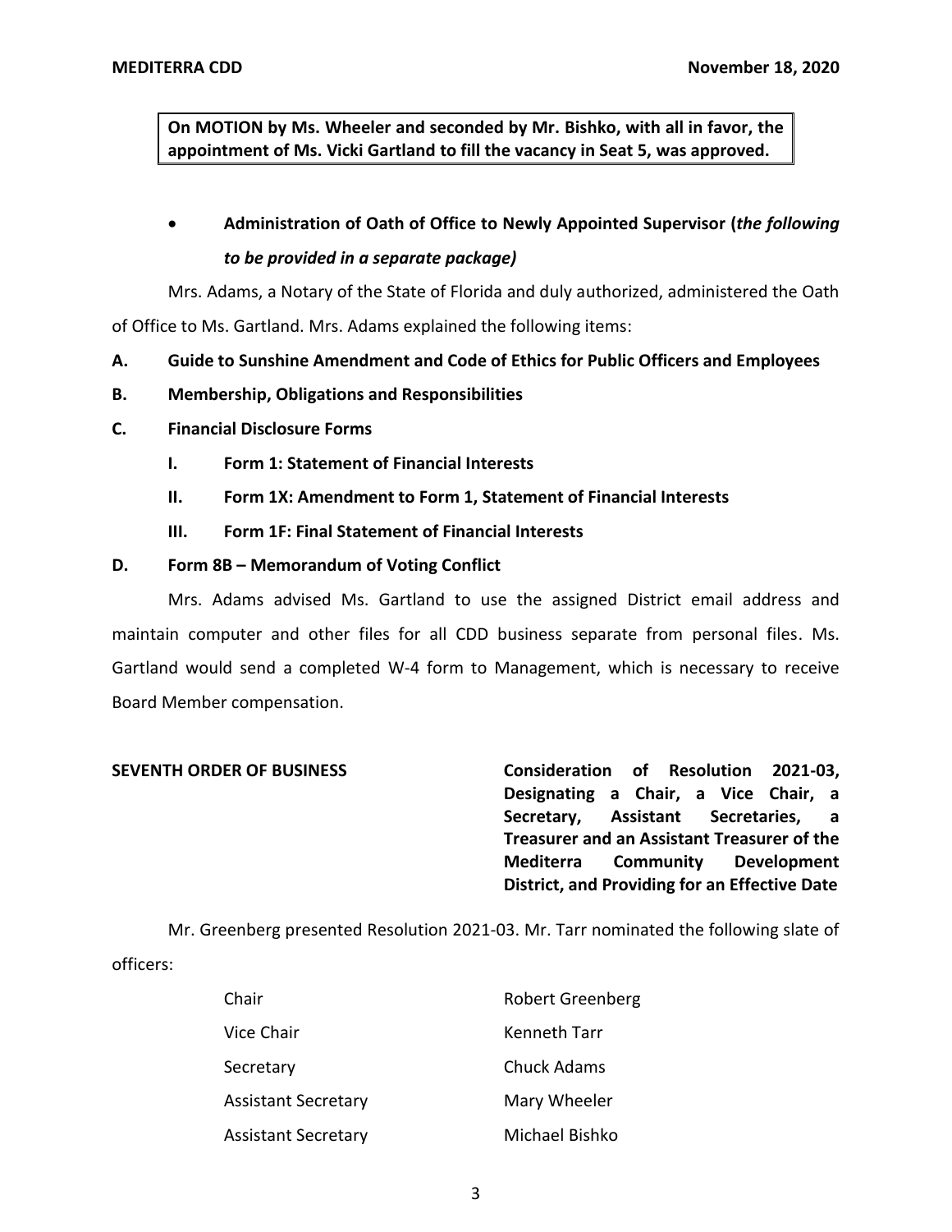**On MOTION by Ms. Wheeler and seconded by Mr. Bishko, with all in favor, the appointment of Ms. Vicki Gartland to fill the vacancy in Seat 5, was approved.**

- **Administration of Oath of Office to Newly Appointed Supervisor (*the following to be provided in a separate package)***

Mrs. Adams, a Notary of the State of Florida and duly authorized, administered the Oath of Office to Ms. Gartland. Mrs. Adams explained the following items:

**A. Guide to Sunshine Amendment and Code of Ethics for Public Officers and Employees**

**B. Membership, Obligations and Responsibilities**

**C. Financial Disclosure Forms**

**I. Form 1: Statement of Financial Interests**

**II. Form 1X: Amendment to Form 1, Statement of Financial Interests**

**III. Form 1F: Final Statement of Financial Interests**

**D. Form 8B – Memorandum of Voting Conflict**

Mrs. Adams advised Ms. Gartland to use the assigned District email address and maintain computer and other files for all CDD business separate from personal files. Ms. Gartland would send a completed W-4 form to Management, which is necessary to receive Board Member compensation.

**SEVENTH ORDER OF BUSINESS** **Consideration of Resolution 2021-03, Designating a Chair, a Vice Chair, a Secretary, Assistant Secretaries, a Treasurer and an Assistant Treasurer of the Mediterra Community Development District, and Providing for an Effective Date**

Mr. Greenberg presented Resolution 2021-03. Mr. Tarr nominated the following slate of officers:

| | |
|---|---|
| Chair | Robert Greenberg |
| Vice Chair | Kenneth Tarr |
| Secretary | Chuck Adams |
| Assistant Secretary | Mary Wheeler |
| Assistant Secretary | Michael Bishko |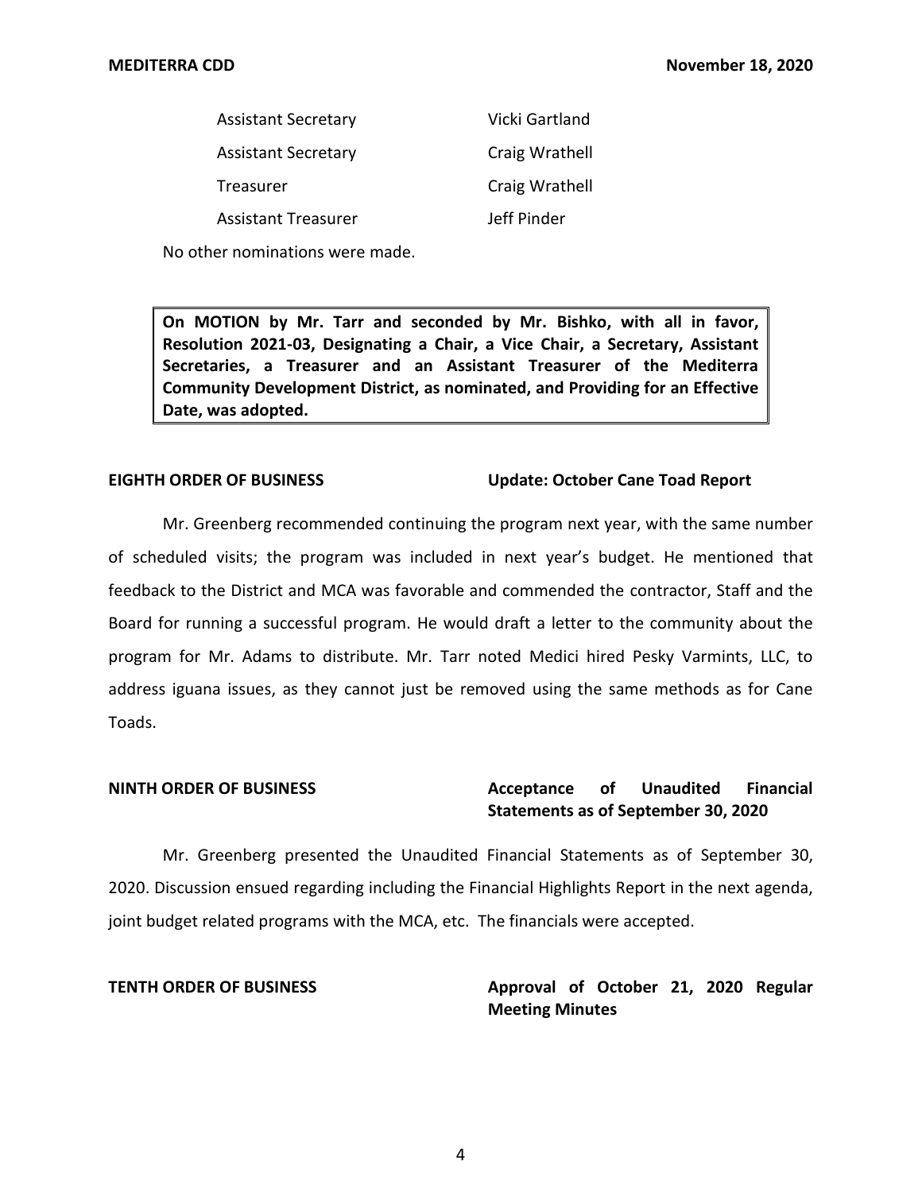| | |
|---|---|
| Assistant Secretary | Vicki Gartland |
| Assistant Secretary | Craig Wrathell |
| Treasurer | Craig Wrathell |
| Assistant Treasurer | Jeff Pinder |

No other nominations were made.

> **On MOTION by Mr. Tarr and seconded by Mr. Bishko, with all in favor, Resolution 2021-03, Designating a Chair, a Vice Chair, a Secretary, Assistant Secretaries, a Treasurer and an Assistant Treasurer of the Mediterra Community Development District, as nominated, and Providing for an Effective Date, was adopted.**

**EIGHTH ORDER OF BUSINESS** **Update: October Cane Toad Report**

Mr. Greenberg recommended continuing the program next year, with the same number of scheduled visits; the program was included in next year's budget. He mentioned that feedback to the District and MCA was favorable and commended the contractor, Staff and the Board for running a successful program. He would draft a letter to the community about the program for Mr. Adams to distribute. Mr. Tarr noted Medici hired Pesky Varmints, LLC, to address iguana issues, as they cannot just be removed using the same methods as for Cane Toads.

**NINTH ORDER OF BUSINESS** **Acceptance of Unaudited Financial Statements as of September 30, 2020**

Mr. Greenberg presented the Unaudited Financial Statements as of September 30, 2020. Discussion ensued regarding including the Financial Highlights Report in the next agenda, joint budget related programs with the MCA, etc. The financials were accepted.

**TENTH ORDER OF BUSINESS** **Approval of October 21, 2020 Regular Meeting Minutes**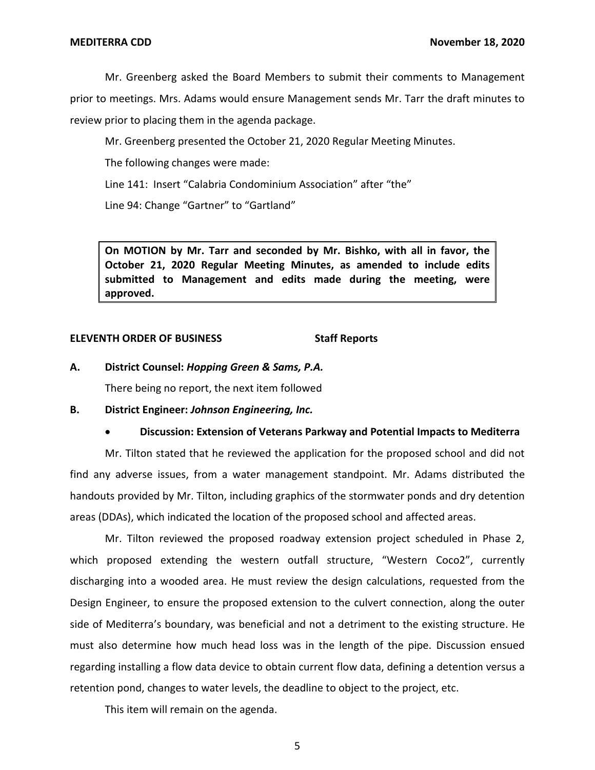Mr. Greenberg asked the Board Members to submit their comments to Management prior to meetings. Mrs. Adams would ensure Management sends Mr. Tarr the draft minutes to review prior to placing them in the agenda package.

Mr. Greenberg presented the October 21, 2020 Regular Meeting Minutes.

The following changes were made:

Line 141: Insert "Calabria Condominium Association" after "the"

Line 94: Change "Gartner" to "Gartland"

**On MOTION by Mr. Tarr and seconded by Mr. Bishko, with all in favor, the October 21, 2020 Regular Meeting Minutes, as amended to include edits submitted to Management and edits made during the meeting, were approved.**

**ELEVENTH ORDER OF BUSINESS Staff Reports**

**A. District Counsel: *Hopping Green & Sams, P.A.***

There being no report, the next item followed

**B. District Engineer: *Johnson Engineering, Inc.***

- **Discussion: Extension of Veterans Parkway and Potential Impacts to Mediterra**

Mr. Tilton stated that he reviewed the application for the proposed school and did not find any adverse issues, from a water management standpoint. Mr. Adams distributed the handouts provided by Mr. Tilton, including graphics of the stormwater ponds and dry detention areas (DDAs), which indicated the location of the proposed school and affected areas.

Mr. Tilton reviewed the proposed roadway extension project scheduled in Phase 2, which proposed extending the western outfall structure, "Western Coco2", currently discharging into a wooded area. He must review the design calculations, requested from the Design Engineer, to ensure the proposed extension to the culvert connection, along the outer side of Mediterra's boundary, was beneficial and not a detriment to the existing structure. He must also determine how much head loss was in the length of the pipe. Discussion ensued regarding installing a flow data device to obtain current flow data, defining a detention versus a retention pond, changes to water levels, the deadline to object to the project, etc.

This item will remain on the agenda.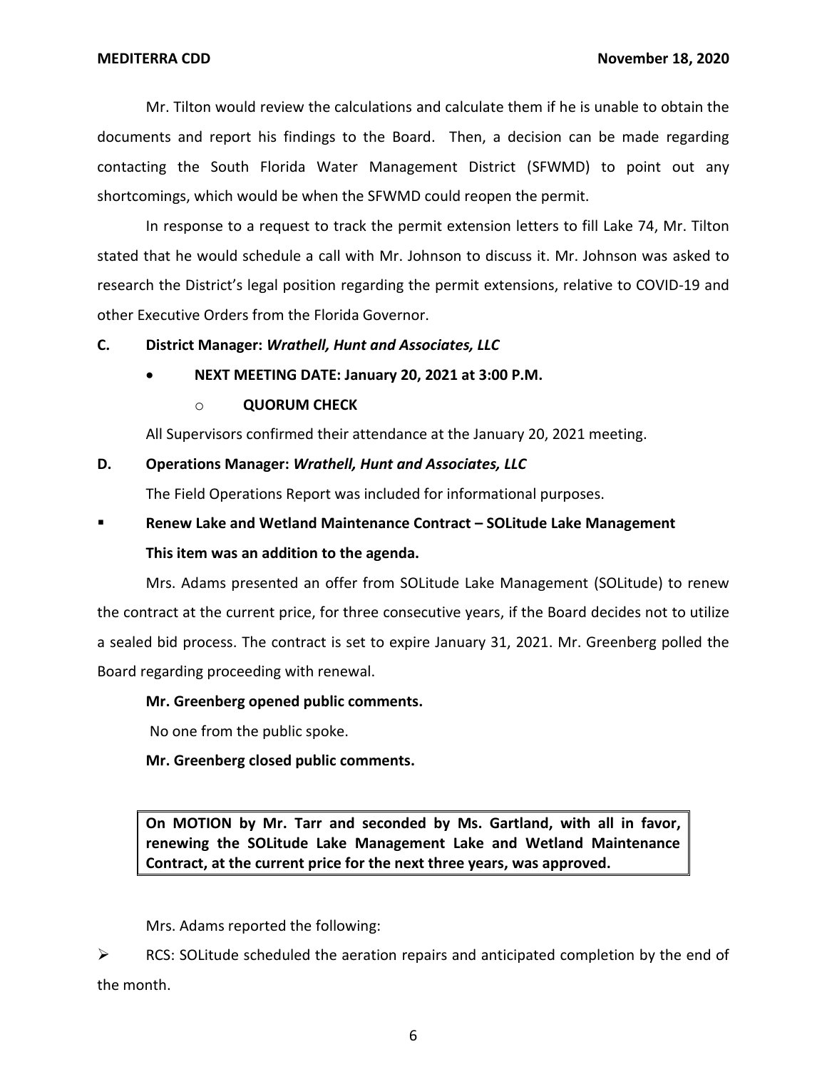Mr. Tilton would review the calculations and calculate them if he is unable to obtain the documents and report his findings to the Board. Then, a decision can be made regarding contacting the South Florida Water Management District (SFWMD) to point out any shortcomings, which would be when the SFWMD could reopen the permit.

In response to a request to track the permit extension letters to fill Lake 74, Mr. Tilton stated that he would schedule a call with Mr. Johnson to discuss it. Mr. Johnson was asked to research the District's legal position regarding the permit extensions, relative to COVID-19 and other Executive Orders from the Florida Governor.

**C. District Manager: *Wrathell, Hunt and Associates, LLC***

- **NEXT MEETING DATE: January 20, 2021 at 3:00 P.M.**
  - **QUORUM CHECK**

All Supervisors confirmed their attendance at the January 20, 2021 meeting.

**D. Operations Manager: *Wrathell, Hunt and Associates, LLC***

The Field Operations Report was included for informational purposes.

- **Renew Lake and Wetland Maintenance Contract – SOLitude Lake Management**

  **This item was an addition to the agenda.**

Mrs. Adams presented an offer from SOLitude Lake Management (SOLitude) to renew the contract at the current price, for three consecutive years, if the Board decides not to utilize a sealed bid process. The contract is set to expire January 31, 2021. Mr. Greenberg polled the Board regarding proceeding with renewal.

**Mr. Greenberg opened public comments.**

No one from the public spoke.

**Mr. Greenberg closed public comments.**

**On MOTION by Mr. Tarr and seconded by Ms. Gartland, with all in favor, renewing the SOLitude Lake Management Lake and Wetland Maintenance Contract, at the current price for the next three years, was approved.**

Mrs. Adams reported the following:

- RCS: SOLitude scheduled the aeration repairs and anticipated completion by the end of the month.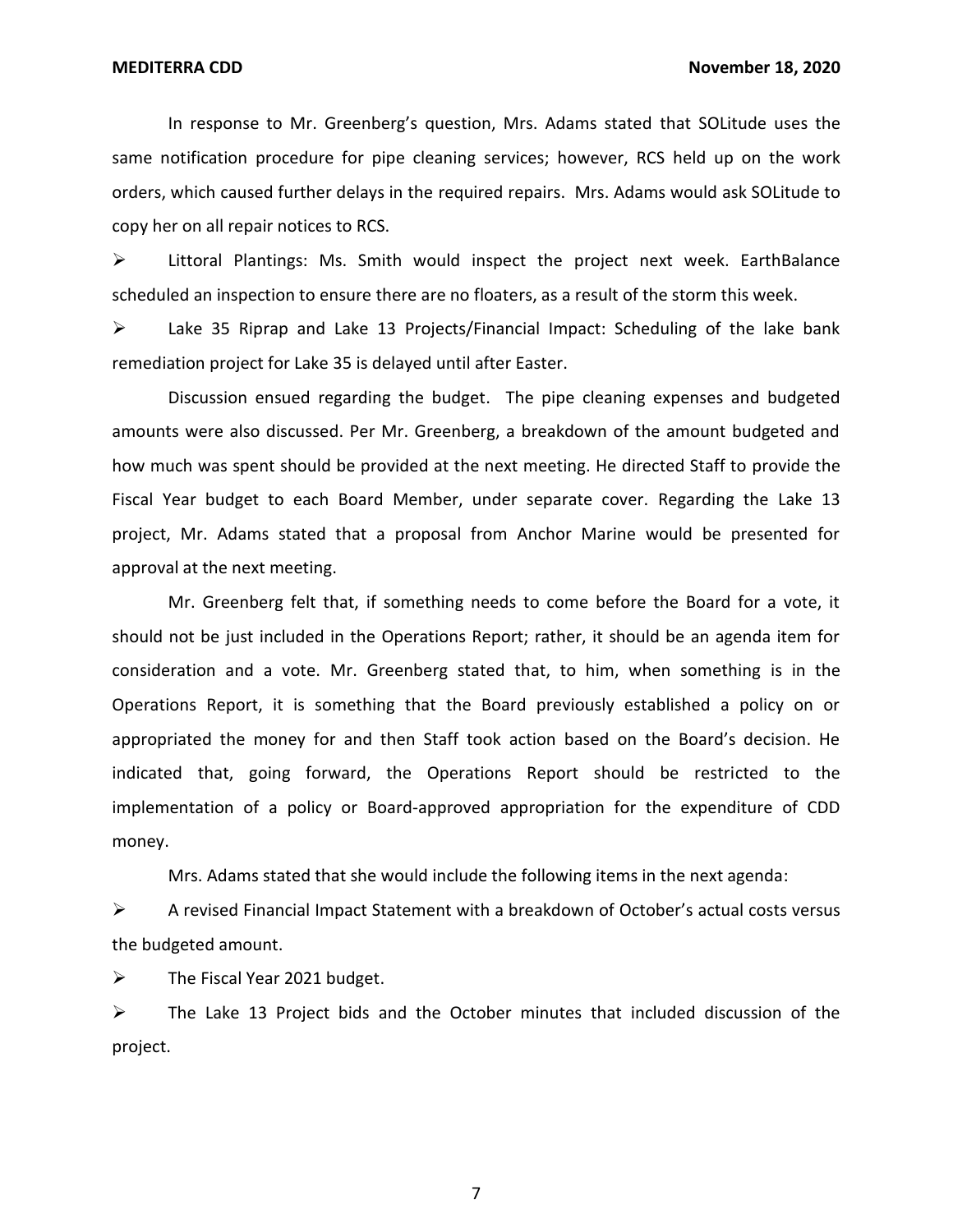In response to Mr. Greenberg's question, Mrs. Adams stated that SOLitude uses the same notification procedure for pipe cleaning services; however, RCS held up on the work orders, which caused further delays in the required repairs. Mrs. Adams would ask SOLitude to copy her on all repair notices to RCS.

- Littoral Plantings: Ms. Smith would inspect the project next week. EarthBalance scheduled an inspection to ensure there are no floaters, as a result of the storm this week.
- Lake 35 Riprap and Lake 13 Projects/Financial Impact: Scheduling of the lake bank remediation project for Lake 35 is delayed until after Easter.

Discussion ensued regarding the budget. The pipe cleaning expenses and budgeted amounts were also discussed. Per Mr. Greenberg, a breakdown of the amount budgeted and how much was spent should be provided at the next meeting. He directed Staff to provide the Fiscal Year budget to each Board Member, under separate cover. Regarding the Lake 13 project, Mr. Adams stated that a proposal from Anchor Marine would be presented for approval at the next meeting.

Mr. Greenberg felt that, if something needs to come before the Board for a vote, it should not be just included in the Operations Report; rather, it should be an agenda item for consideration and a vote. Mr. Greenberg stated that, to him, when something is in the Operations Report, it is something that the Board previously established a policy on or appropriated the money for and then Staff took action based on the Board's decision. He indicated that, going forward, the Operations Report should be restricted to the implementation of a policy or Board-approved appropriation for the expenditure of CDD money.

Mrs. Adams stated that she would include the following items in the next agenda:

- A revised Financial Impact Statement with a breakdown of October's actual costs versus the budgeted amount.
- The Fiscal Year 2021 budget.
- The Lake 13 Project bids and the October minutes that included discussion of the project.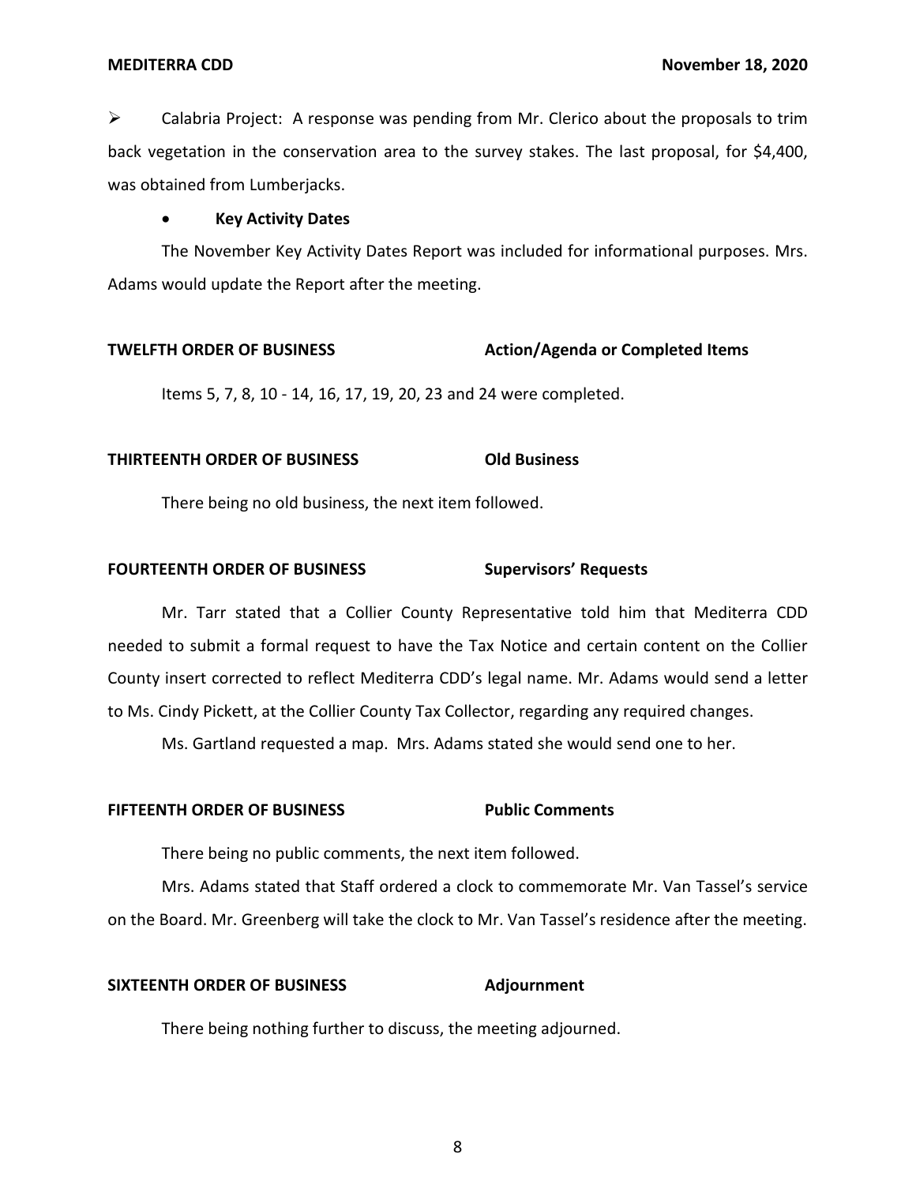- Calabria Project: A response was pending from Mr. Clerico about the proposals to trim back vegetation in the conservation area to the survey stakes. The last proposal, for $4,400, was obtained from Lumberjacks.

- **Key Activity Dates**

The November Key Activity Dates Report was included for informational purposes. Mrs. Adams would update the Report after the meeting.

**TWELFTH ORDER OF BUSINESS** **Action/Agenda or Completed Items**

Items 5, 7, 8, 10 - 14, 16, 17, 19, 20, 23 and 24 were completed.

**THIRTEENTH ORDER OF BUSINESS** **Old Business**

There being no old business, the next item followed.

**FOURTEENTH ORDER OF BUSINESS** **Supervisors' Requests**

Mr. Tarr stated that a Collier County Representative told him that Mediterra CDD needed to submit a formal request to have the Tax Notice and certain content on the Collier County insert corrected to reflect Mediterra CDD's legal name. Mr. Adams would send a letter to Ms. Cindy Pickett, at the Collier County Tax Collector, regarding any required changes.

Ms. Gartland requested a map. Mrs. Adams stated she would send one to her.

**FIFTEENTH ORDER OF BUSINESS** **Public Comments**

There being no public comments, the next item followed.

Mrs. Adams stated that Staff ordered a clock to commemorate Mr. Van Tassel's service on the Board. Mr. Greenberg will take the clock to Mr. Van Tassel's residence after the meeting.

**SIXTEENTH ORDER OF BUSINESS** **Adjournment**

There being nothing further to discuss, the meeting adjourned.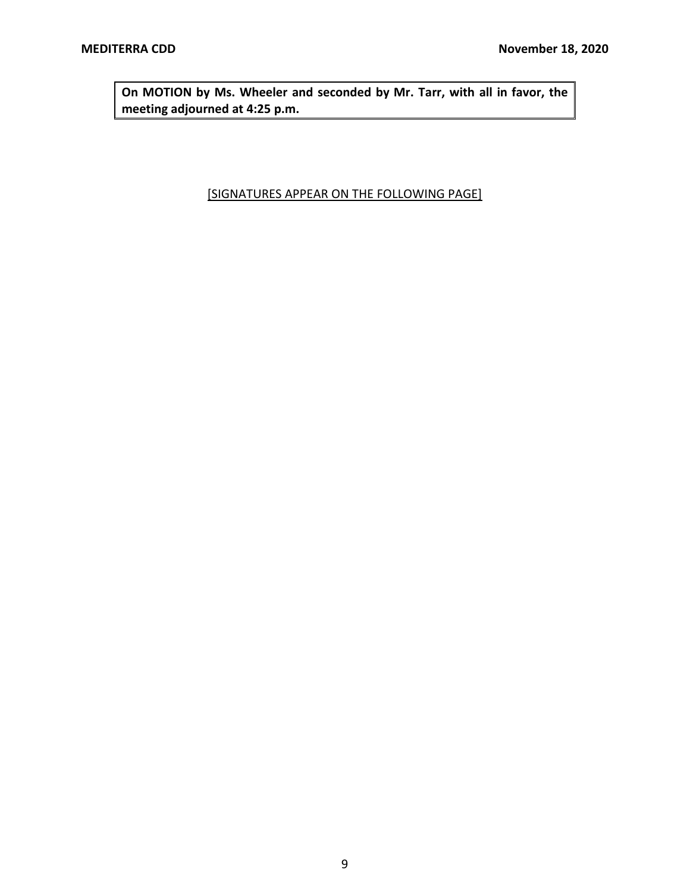**On MOTION by Ms. Wheeler and seconded by Mr. Tarr, with all in favor, the meeting adjourned at 4:25 p.m.**

[SIGNATURES APPEAR ON THE FOLLOWING PAGE]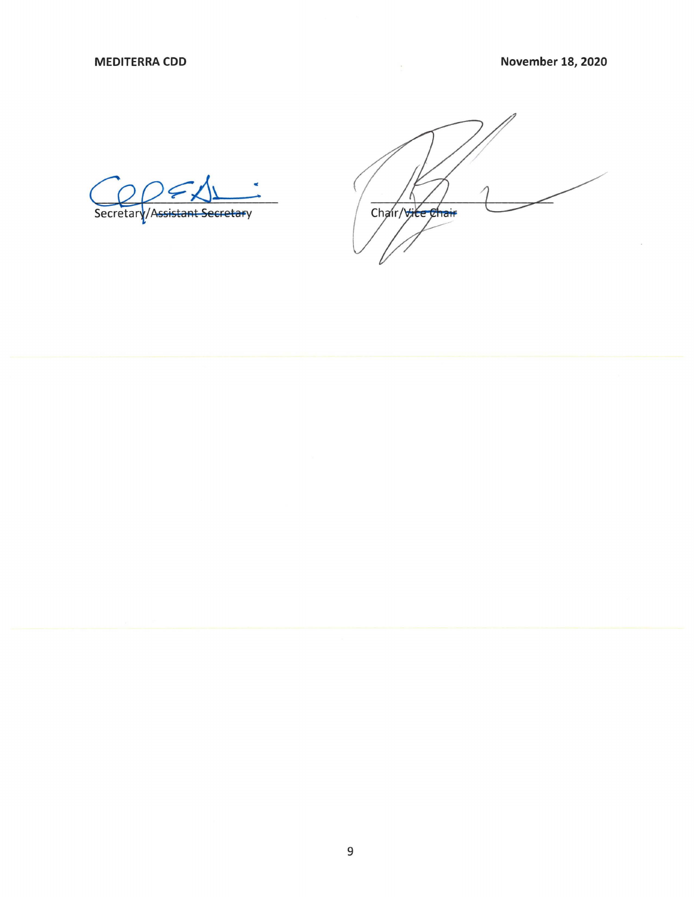\_\_\_\_\_\_\_\_\_\_\_\_\_\_\_\_\_\_\_\_\_\_\_\_\_\_\_\_\_\_\_\_\_\_\_
Secretary/~~Assistant Secretary~~

\_\_\_\_\_\_\_\_\_\_\_\_\_\_\_\_\_\_\_\_\_\_\_\_\_\_\_\_\_\_\_\_\_\_\_
Chair/~~Vice Chair~~